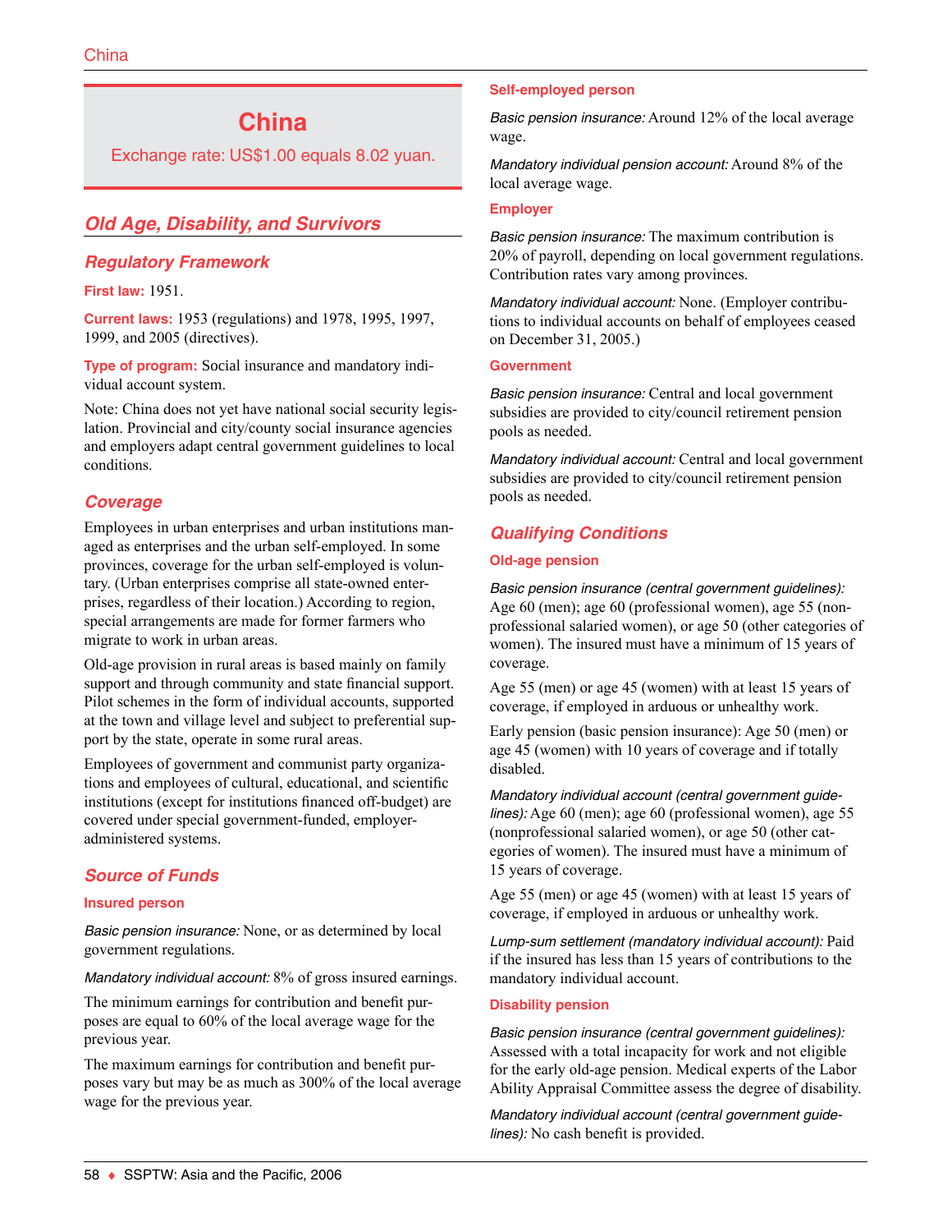# China

Exchange rate: US$1.00 equals 8.02 yuan.

## Old Age, Disability, and Survivors

### Regulatory Framework

**First law:** 1951.

**Current laws:** 1953 (regulations) and 1978, 1995, 1997, 1999, and 2005 (directives).

**Type of program:** Social insurance and mandatory individual account system.

Note: China does not yet have national social security legislation. Provincial and city/county social insurance agencies and employers adapt central government guidelines to local conditions.

### Coverage

Employees in urban enterprises and urban institutions managed as enterprises and the urban self-employed. In some provinces, coverage for the urban self-employed is voluntary. (Urban enterprises comprise all state-owned enterprises, regardless of their location.) According to region, special arrangements are made for former farmers who migrate to work in urban areas.

Old-age provision in rural areas is based mainly on family support and through community and state financial support. Pilot schemes in the form of individual accounts, supported at the town and village level and subject to preferential support by the state, operate in some rural areas.

Employees of government and communist party organizations and employees of cultural, educational, and scientific institutions (except for institutions financed off-budget) are covered under special government-funded, employer-administered systems.

### Source of Funds

**Insured person**

*Basic pension insurance:* None, or as determined by local government regulations.

*Mandatory individual account:* 8% of gross insured earnings.

The minimum earnings for contribution and benefit purposes are equal to 60% of the local average wage for the previous year.

The maximum earnings for contribution and benefit purposes vary but may be as much as 300% of the local average wage for the previous year.

**Self-employed person**

*Basic pension insurance:* Around 12% of the local average wage.

*Mandatory individual pension account:* Around 8% of the local average wage.

**Employer**

*Basic pension insurance:* The maximum contribution is 20% of payroll, depending on local government regulations. Contribution rates vary among provinces.

*Mandatory individual account:* None. (Employer contributions to individual accounts on behalf of employees ceased on December 31, 2005.)

**Government**

*Basic pension insurance:* Central and local government subsidies are provided to city/council retirement pension pools as needed.

*Mandatory individual account:* Central and local government subsidies are provided to city/council retirement pension pools as needed.

### Qualifying Conditions

**Old-age pension**

*Basic pension insurance (central government guidelines):* Age 60 (men); age 60 (professional women), age 55 (nonprofessional salaried women), or age 50 (other categories of women). The insured must have a minimum of 15 years of coverage.

Age 55 (men) or age 45 (women) with at least 15 years of coverage, if employed in arduous or unhealthy work.

Early pension (basic pension insurance): Age 50 (men) or age 45 (women) with 10 years of coverage and if totally disabled.

*Mandatory individual account (central government guidelines):* Age 60 (men); age 60 (professional women), age 55 (nonprofessional salaried women), or age 50 (other categories of women). The insured must have a minimum of 15 years of coverage.

Age 55 (men) or age 45 (women) with at least 15 years of coverage, if employed in arduous or unhealthy work.

*Lump-sum settlement (mandatory individual account):* Paid if the insured has less than 15 years of contributions to the mandatory individual account.

**Disability pension**

*Basic pension insurance (central government guidelines):* Assessed with a total incapacity for work and not eligible for the early old-age pension. Medical experts of the Labor Ability Appraisal Committee assess the degree of disability.

*Mandatory individual account (central government guidelines):* No cash benefit is provided.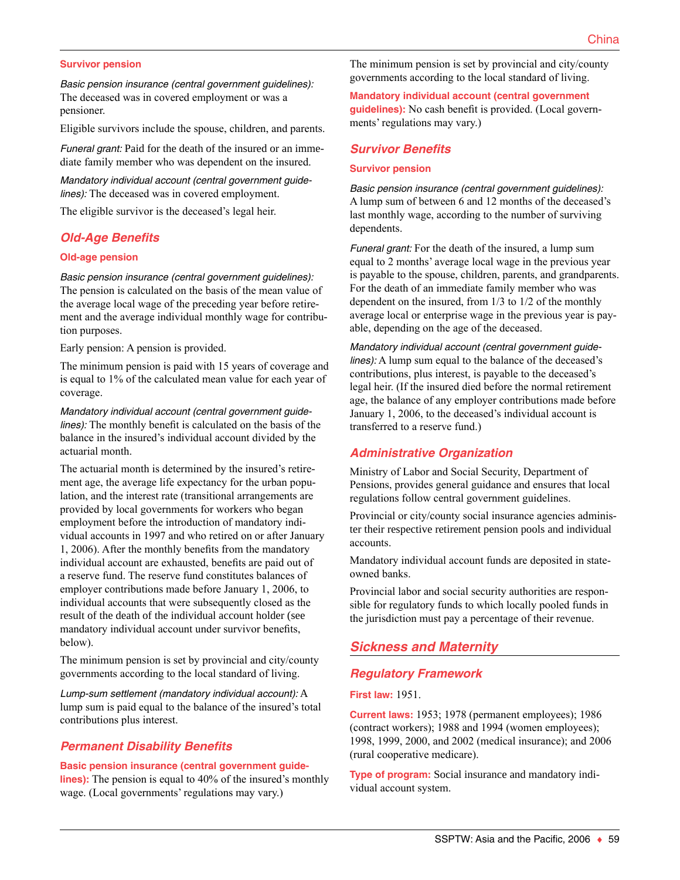#### Survivor pension

*Basic pension insurance (central government guidelines):* The deceased was in covered employment or was a pensioner.

Eligible survivors include the spouse, children, and parents.

*Funeral grant:* Paid for the death of the insured or an immediate family member who was dependent on the insured.

*Mandatory individual account (central government guidelines):* The deceased was in covered employment.

The eligible survivor is the deceased's legal heir.

### Old-Age Benefits

#### Old-age pension

*Basic pension insurance (central government guidelines):* The pension is calculated on the basis of the mean value of the average local wage of the preceding year before retirement and the average individual monthly wage for contribution purposes.

Early pension: A pension is provided.

The minimum pension is paid with 15 years of coverage and is equal to 1% of the calculated mean value for each year of coverage.

*Mandatory individual account (central government guidelines):* The monthly benefit is calculated on the basis of the balance in the insured's individual account divided by the actuarial month.

The actuarial month is determined by the insured's retirement age, the average life expectancy for the urban population, and the interest rate (transitional arrangements are provided by local governments for workers who began employment before the introduction of mandatory individual accounts in 1997 and who retired on or after January 1, 2006). After the monthly benefits from the mandatory individual account are exhausted, benefits are paid out of a reserve fund. The reserve fund constitutes balances of employer contributions made before January 1, 2006, to individual accounts that were subsequently closed as the result of the death of the individual account holder (see mandatory individual account under survivor benefits, below).

The minimum pension is set by provincial and city/county governments according to the local standard of living.

*Lump-sum settlement (mandatory individual account):* A lump sum is paid equal to the balance of the insured's total contributions plus interest.

### Permanent Disability Benefits

**Basic pension insurance (central government guidelines):** The pension is equal to 40% of the insured's monthly wage. (Local governments' regulations may vary.)

The minimum pension is set by provincial and city/county governments according to the local standard of living.

**Mandatory individual account (central government guidelines):** No cash benefit is provided. (Local governments' regulations may vary.)

### Survivor Benefits

#### Survivor pension

*Basic pension insurance (central government guidelines):* A lump sum of between 6 and 12 months of the deceased's last monthly wage, according to the number of surviving dependents.

*Funeral grant:* For the death of the insured, a lump sum equal to 2 months' average local wage in the previous year is payable to the spouse, children, parents, and grandparents. For the death of an immediate family member who was dependent on the insured, from 1/3 to 1/2 of the monthly average local or enterprise wage in the previous year is payable, depending on the age of the deceased.

*Mandatory individual account (central government guidelines):* A lump sum equal to the balance of the deceased's contributions, plus interest, is payable to the deceased's legal heir. (If the insured died before the normal retirement age, the balance of any employer contributions made before January 1, 2006, to the deceased's individual account is transferred to a reserve fund.)

### Administrative Organization

Ministry of Labor and Social Security, Department of Pensions, provides general guidance and ensures that local regulations follow central government guidelines.

Provincial or city/county social insurance agencies administer their respective retirement pension pools and individual accounts.

Mandatory individual account funds are deposited in state-owned banks.

Provincial labor and social security authorities are responsible for regulatory funds to which locally pooled funds in the jurisdiction must pay a percentage of their revenue.

## Sickness and Maternity

### Regulatory Framework

**First law:** 1951.

**Current laws:** 1953; 1978 (permanent employees); 1986 (contract workers); 1988 and 1994 (women employees); 1998, 1999, 2000, and 2002 (medical insurance); and 2006 (rural cooperative medicare).

**Type of program:** Social insurance and mandatory individual account system.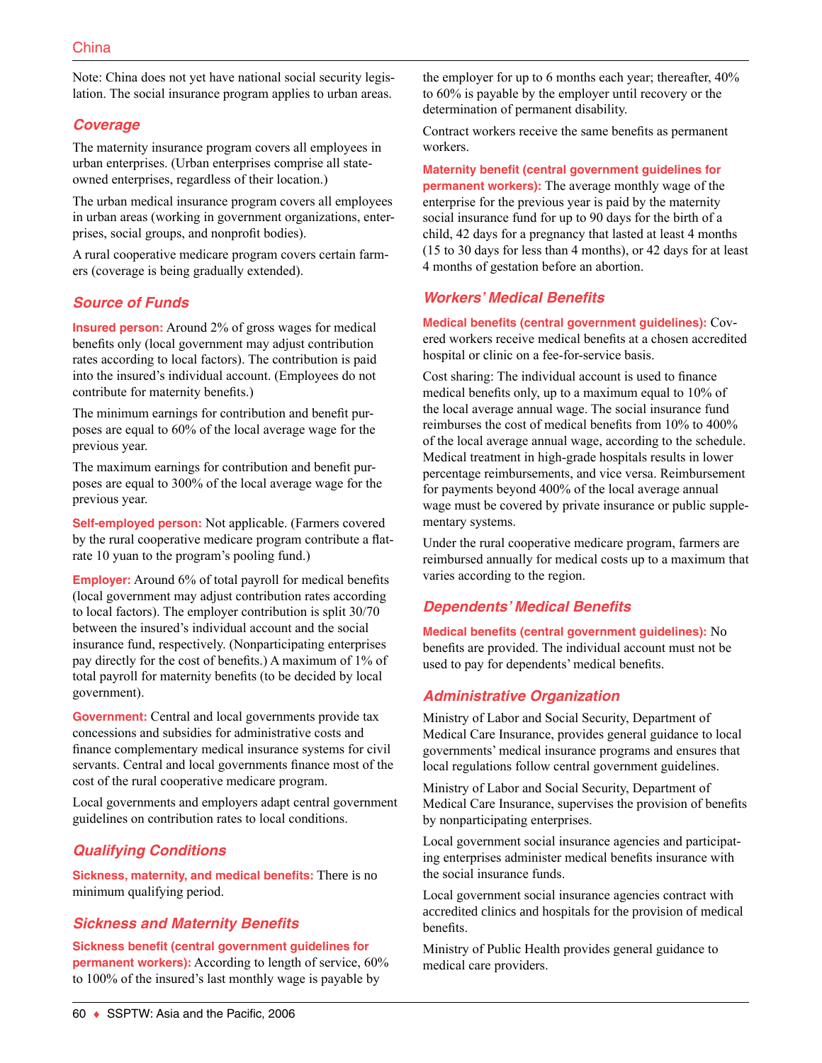Note: China does not yet have national social security legislation. The social insurance program applies to urban areas.

## Coverage

The maternity insurance program covers all employees in urban enterprises. (Urban enterprises comprise all state-owned enterprises, regardless of their location.)

The urban medical insurance program covers all employees in urban areas (working in government organizations, enterprises, social groups, and nonprofit bodies).

A rural cooperative medicare program covers certain farmers (coverage is being gradually extended).

## Source of Funds

**Insured person:** Around 2% of gross wages for medical benefits only (local government may adjust contribution rates according to local factors). The contribution is paid into the insured's individual account. (Employees do not contribute for maternity benefits.)

The minimum earnings for contribution and benefit purposes are equal to 60% of the local average wage for the previous year.

The maximum earnings for contribution and benefit purposes are equal to 300% of the local average wage for the previous year.

**Self-employed person:** Not applicable. (Farmers covered by the rural cooperative medicare program contribute a flat-rate 10 yuan to the program's pooling fund.)

**Employer:** Around 6% of total payroll for medical benefits (local government may adjust contribution rates according to local factors). The employer contribution is split 30/70 between the insured's individual account and the social insurance fund, respectively. (Nonparticipating enterprises pay directly for the cost of benefits.) A maximum of 1% of total payroll for maternity benefits (to be decided by local government).

**Government:** Central and local governments provide tax concessions and subsidies for administrative costs and finance complementary medical insurance systems for civil servants. Central and local governments finance most of the cost of the rural cooperative medicare program.

Local governments and employers adapt central government guidelines on contribution rates to local conditions.

## Qualifying Conditions

**Sickness, maternity, and medical benefits:** There is no minimum qualifying period.

## Sickness and Maternity Benefits

**Sickness benefit (central government guidelines for permanent workers):** According to length of service, 60% to 100% of the insured's last monthly wage is payable by the employer for up to 6 months each year; thereafter, 40% to 60% is payable by the employer until recovery or the determination of permanent disability.

Contract workers receive the same benefits as permanent workers.

**Maternity benefit (central government guidelines for permanent workers):** The average monthly wage of the enterprise for the previous year is paid by the maternity social insurance fund for up to 90 days for the birth of a child, 42 days for a pregnancy that lasted at least 4 months (15 to 30 days for less than 4 months), or 42 days for at least 4 months of gestation before an abortion.

## Workers' Medical Benefits

**Medical benefits (central government guidelines):** Covered workers receive medical benefits at a chosen accredited hospital or clinic on a fee-for-service basis.

Cost sharing: The individual account is used to finance medical benefits only, up to a maximum equal to 10% of the local average annual wage. The social insurance fund reimburses the cost of medical benefits from 10% to 400% of the local average annual wage, according to the schedule. Medical treatment in high-grade hospitals results in lower percentage reimbursements, and vice versa. Reimbursement for payments beyond 400% of the local average annual wage must be covered by private insurance or public supplementary systems.

Under the rural cooperative medicare program, farmers are reimbursed annually for medical costs up to a maximum that varies according to the region.

## Dependents' Medical Benefits

**Medical benefits (central government guidelines):** No benefits are provided. The individual account must not be used to pay for dependents' medical benefits.

## Administrative Organization

Ministry of Labor and Social Security, Department of Medical Care Insurance, provides general guidance to local governments' medical insurance programs and ensures that local regulations follow central government guidelines.

Ministry of Labor and Social Security, Department of Medical Care Insurance, supervises the provision of benefits by nonparticipating enterprises.

Local government social insurance agencies and participating enterprises administer medical benefits insurance with the social insurance funds.

Local government social insurance agencies contract with accredited clinics and hospitals for the provision of medical benefits.

Ministry of Public Health provides general guidance to medical care providers.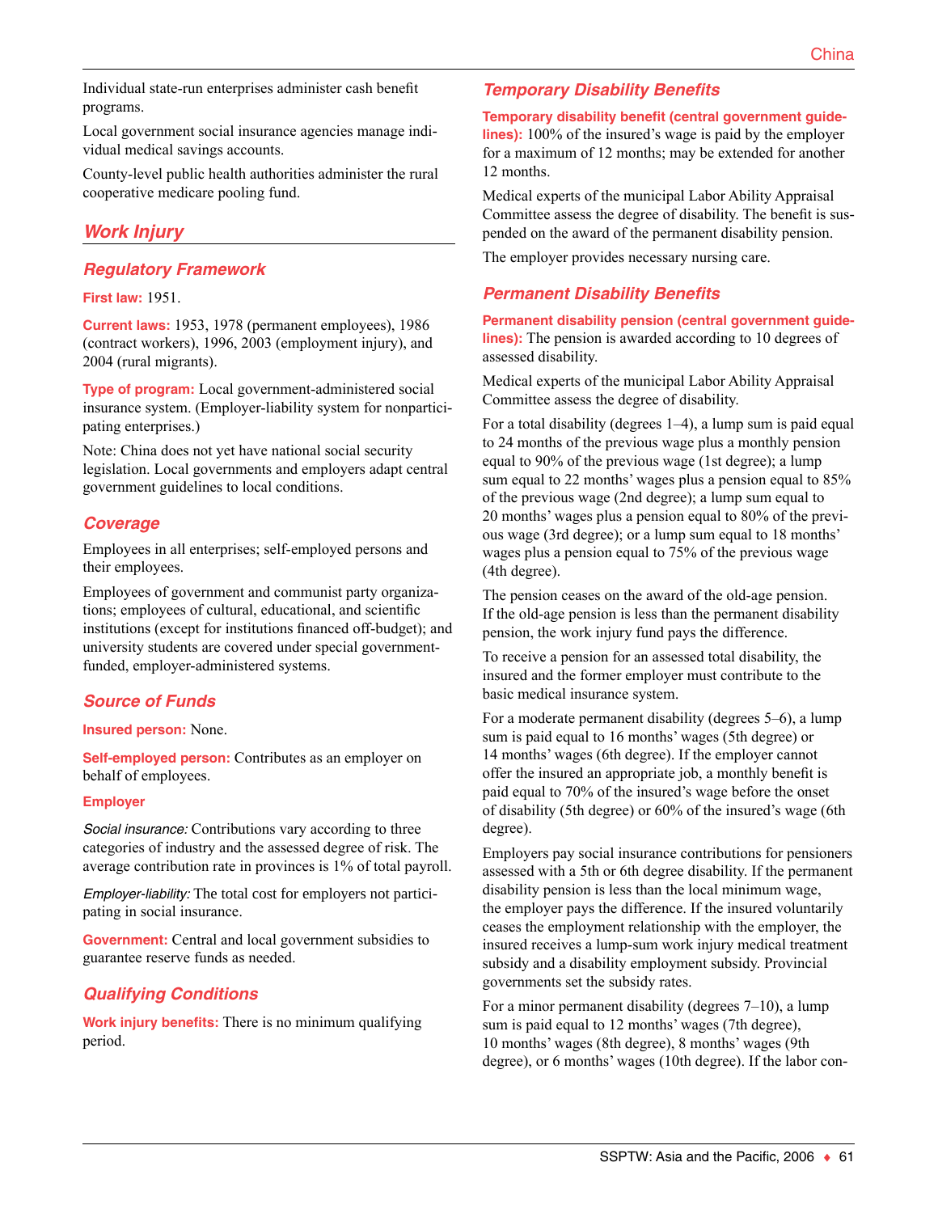Individual state-run enterprises administer cash benefit programs.

Local government social insurance agencies manage individual medical savings accounts.

County-level public health authorities administer the rural cooperative medicare pooling fund.

## Work Injury

### Regulatory Framework

**First law:** 1951.

**Current laws:** 1953, 1978 (permanent employees), 1986 (contract workers), 1996, 2003 (employment injury), and 2004 (rural migrants).

**Type of program:** Local government-administered social insurance system. (Employer-liability system for nonparticipating enterprises.)

Note: China does not yet have national social security legislation. Local governments and employers adapt central government guidelines to local conditions.

### Coverage

Employees in all enterprises; self-employed persons and their employees.

Employees of government and communist party organizations; employees of cultural, educational, and scientific institutions (except for institutions financed off-budget); and university students are covered under special government-funded, employer-administered systems.

### Source of Funds

**Insured person:** None.

**Self-employed person:** Contributes as an employer on behalf of employees.

**Employer**

*Social insurance:* Contributions vary according to three categories of industry and the assessed degree of risk. The average contribution rate in provinces is 1% of total payroll.

*Employer-liability:* The total cost for employers not participating in social insurance.

**Government:** Central and local government subsidies to guarantee reserve funds as needed.

### Qualifying Conditions

**Work injury benefits:** There is no minimum qualifying period.

### Temporary Disability Benefits

**Temporary disability benefit (central government guidelines):** 100% of the insured's wage is paid by the employer for a maximum of 12 months; may be extended for another 12 months.

Medical experts of the municipal Labor Ability Appraisal Committee assess the degree of disability. The benefit is suspended on the award of the permanent disability pension.

The employer provides necessary nursing care.

### Permanent Disability Benefits

**Permanent disability pension (central government guidelines):** The pension is awarded according to 10 degrees of assessed disability.

Medical experts of the municipal Labor Ability Appraisal Committee assess the degree of disability.

For a total disability (degrees 1–4), a lump sum is paid equal to 24 months of the previous wage plus a monthly pension equal to 90% of the previous wage (1st degree); a lump sum equal to 22 months' wages plus a pension equal to 85% of the previous wage (2nd degree); a lump sum equal to 20 months' wages plus a pension equal to 80% of the previous wage (3rd degree); or a lump sum equal to 18 months' wages plus a pension equal to 75% of the previous wage (4th degree).

The pension ceases on the award of the old-age pension. If the old-age pension is less than the permanent disability pension, the work injury fund pays the difference.

To receive a pension for an assessed total disability, the insured and the former employer must contribute to the basic medical insurance system.

For a moderate permanent disability (degrees 5–6), a lump sum is paid equal to 16 months' wages (5th degree) or 14 months' wages (6th degree). If the employer cannot offer the insured an appropriate job, a monthly benefit is paid equal to 70% of the insured's wage before the onset of disability (5th degree) or 60% of the insured's wage (6th degree).

Employers pay social insurance contributions for pensioners assessed with a 5th or 6th degree disability. If the permanent disability pension is less than the local minimum wage, the employer pays the difference. If the insured voluntarily ceases the employment relationship with the employer, the insured receives a lump-sum work injury medical treatment subsidy and a disability employment subsidy. Provincial governments set the subsidy rates.

For a minor permanent disability (degrees 7–10), a lump sum is paid equal to 12 months' wages (7th degree), 10 months' wages (8th degree), 8 months' wages (9th degree), or 6 months' wages (10th degree). If the labor con-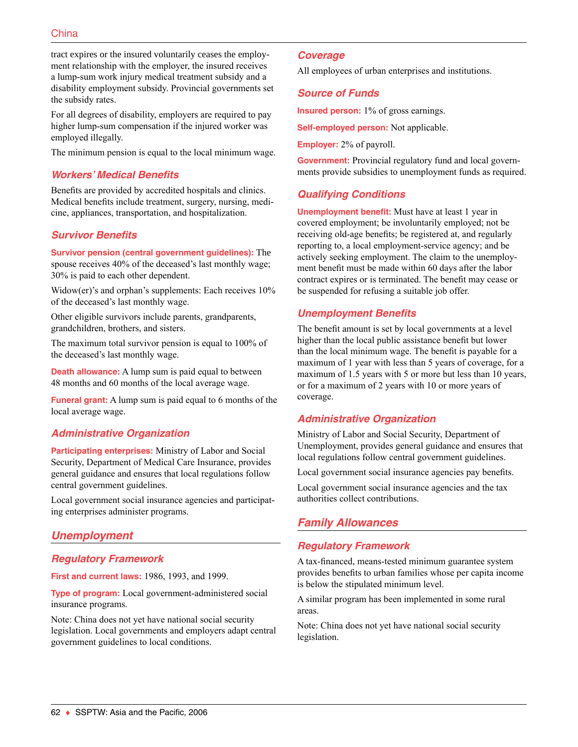tract expires or the insured voluntarily ceases the employment relationship with the employer, the insured receives a lump-sum work injury medical treatment subsidy and a disability employment subsidy. Provincial governments set the subsidy rates.

For all degrees of disability, employers are required to pay higher lump-sum compensation if the injured worker was employed illegally.

The minimum pension is equal to the local minimum wage.

### Workers' Medical Benefits

Benefits are provided by accredited hospitals and clinics. Medical benefits include treatment, surgery, nursing, medicine, appliances, transportation, and hospitalization.

### Survivor Benefits

**Survivor pension (central government guidelines):** The spouse receives 40% of the deceased's last monthly wage; 30% is paid to each other dependent.

Widow(er)'s and orphan's supplements: Each receives 10% of the deceased's last monthly wage.

Other eligible survivors include parents, grandparents, grandchildren, brothers, and sisters.

The maximum total survivor pension is equal to 100% of the deceased's last monthly wage.

**Death allowance:** A lump sum is paid equal to between 48 months and 60 months of the local average wage.

**Funeral grant:** A lump sum is paid equal to 6 months of the local average wage.

### Administrative Organization

**Participating enterprises:** Ministry of Labor and Social Security, Department of Medical Care Insurance, provides general guidance and ensures that local regulations follow central government guidelines.

Local government social insurance agencies and participating enterprises administer programs.

## Unemployment

### Regulatory Framework

**First and current laws:** 1986, 1993, and 1999.

**Type of program:** Local government-administered social insurance programs.

Note: China does not yet have national social security legislation. Local governments and employers adapt central government guidelines to local conditions.

### Coverage

All employees of urban enterprises and institutions.

### Source of Funds

**Insured person:** 1% of gross earnings.

**Self-employed person:** Not applicable.

**Employer:** 2% of payroll.

**Government:** Provincial regulatory fund and local governments provide subsidies to unemployment funds as required.

### Qualifying Conditions

**Unemployment benefit:** Must have at least 1 year in covered employment; be involuntarily employed; not be receiving old-age benefits; be registered at, and regularly reporting to, a local employment-service agency; and be actively seeking employment. The claim to the unemployment benefit must be made within 60 days after the labor contract expires or is terminated. The benefit may cease or be suspended for refusing a suitable job offer.

### Unemployment Benefits

The benefit amount is set by local governments at a level higher than the local public assistance benefit but lower than the local minimum wage. The benefit is payable for a maximum of 1 year with less than 5 years of coverage, for a maximum of 1.5 years with 5 or more but less than 10 years, or for a maximum of 2 years with 10 or more years of coverage.

### Administrative Organization

Ministry of Labor and Social Security, Department of Unemployment, provides general guidance and ensures that local regulations follow central government guidelines.

Local government social insurance agencies pay benefits.

Local government social insurance agencies and the tax authorities collect contributions.

## Family Allowances

### Regulatory Framework

A tax-financed, means-tested minimum guarantee system provides benefits to urban families whose per capita income is below the stipulated minimum level.

A similar program has been implemented in some rural areas.

Note: China does not yet have national social security legislation.